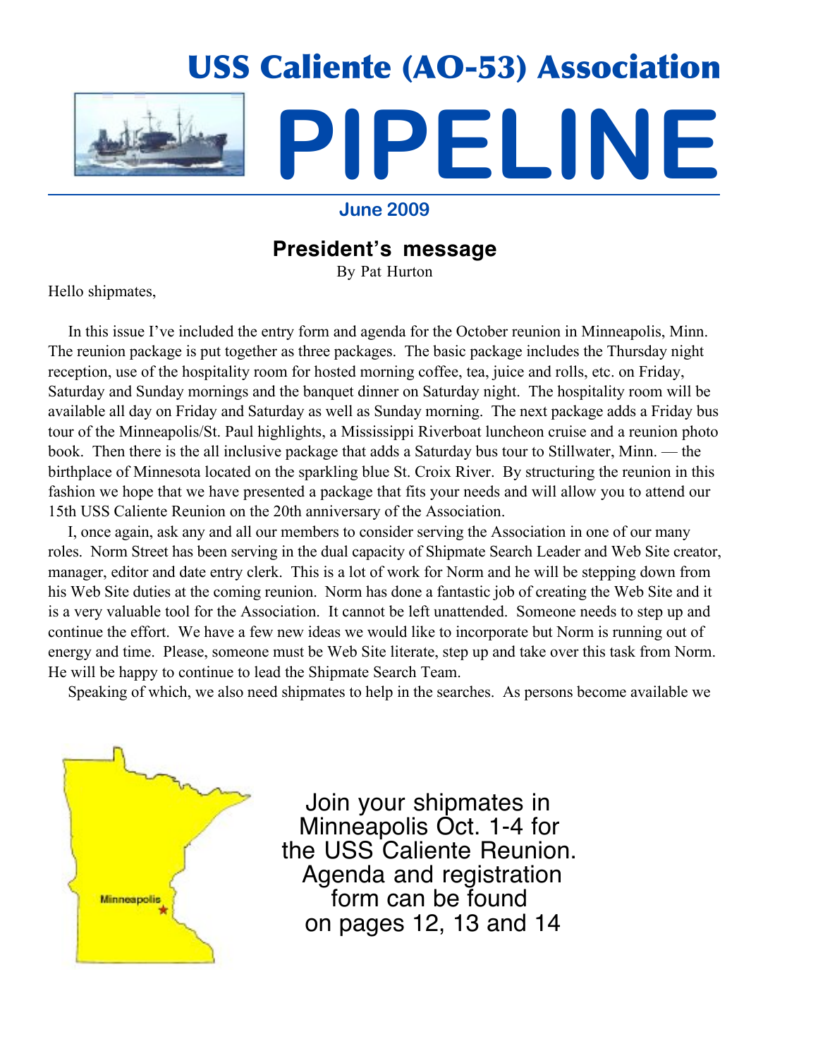# USS Caliente (AO-53) Association

# PIPELINE

**June 2009**

## President's message

By Pat Hurton

Hello shipmates,

In this issue I've included the entry form and agenda for the October reunion in Minneapolis, Minn. The reunion package is put together as three packages. The basic package includes the Thursday night reception, use of the hospitality room for hosted morning coffee, tea, juice and rolls, etc. on Friday, Saturday and Sunday mornings and the banquet dinner on Saturday night. The hospitality room will be available all day on Friday and Saturday as well as Sunday morning. The next package adds a Friday bus tour of the Minneapolis/St. Paul highlights, a Mississippi Riverboat luncheon cruise and a reunion photo book. Then there is the all inclusive package that adds a Saturday bus tour to Stillwater, Minn. — the birthplace of Minnesota located on the sparkling blue St. Croix River. By structuring the reunion in this fashion we hope that we have presented a package that fits your needs and will allow you to attend our 15th USS Caliente Reunion on the 20th anniversary of the Association.

I, once again, ask any and all our members to consider serving the Association in one of our many roles. Norm Street has been serving in the dual capacity of Shipmate Search Leader and Web Site creator, manager, editor and date entry clerk. This is a lot of work for Norm and he will be stepping down from his Web Site duties at the coming reunion. Norm has done a fantastic job of creating the Web Site and it is a very valuable tool for the Association. It cannot be left unattended. Someone needs to step up and continue the effort. We have a few new ideas we would like to incorporate but Norm is running out of energy and time. Please, someone must be Web Site literate, step up and take over this task from Norm. He will be happy to continue to lead the Shipmate Search Team.

Speaking of which, we also need shipmates to help in the searches. As persons become available we

Minneapolis

Join your shipmates in Minneapolis Oct. 1-4 for the USS Caliente Reunion. Agenda and registration form can be found on pages 12, 13 and 14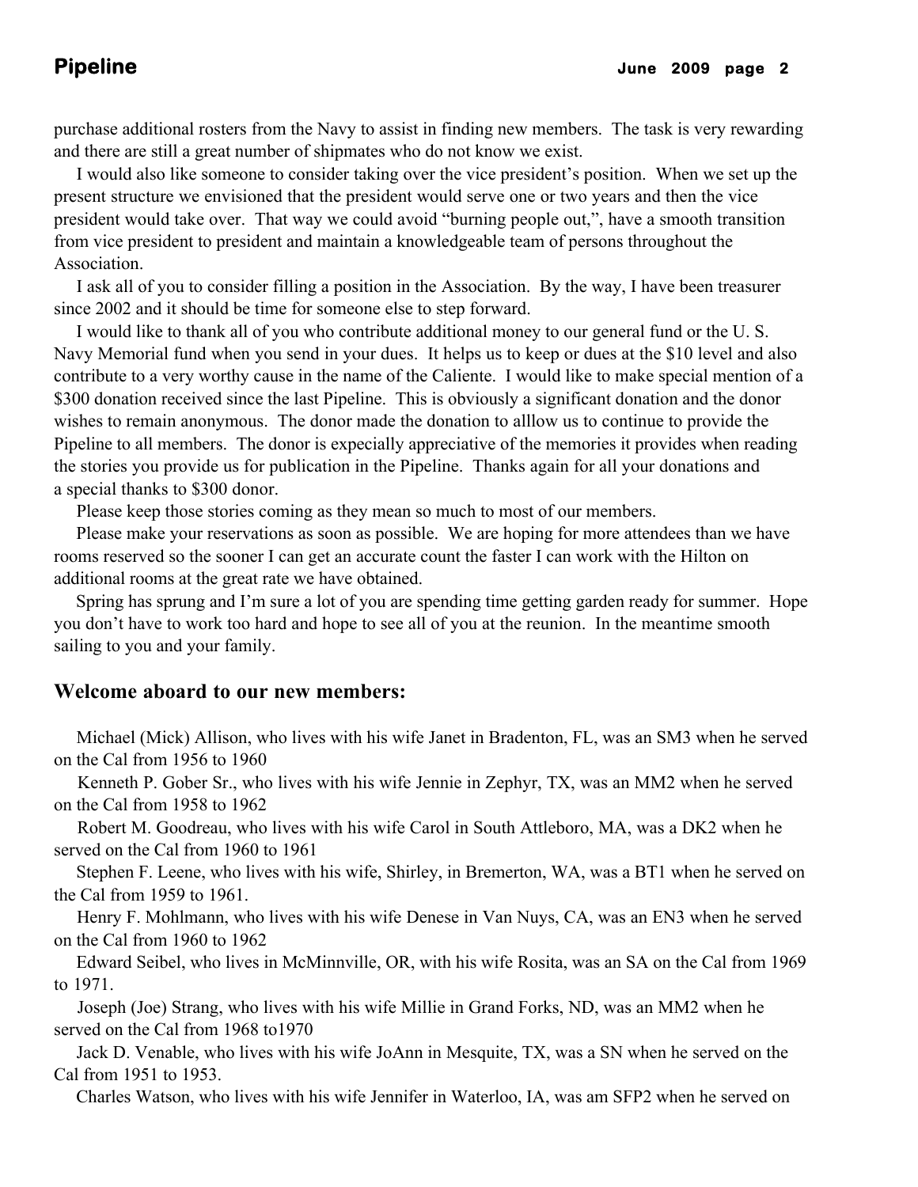purchase additional rosters from the Navy to assist in finding new members. The task is very rewarding and there are still a great number of shipmates who do not know we exist.

I would also like someone to consider taking over the vice president's position. When we set up the present structure we envisioned that the president would serve one or two years and then the vice president would take over. That way we could avoid "burning people out,", have a smooth transition from vice president to president and maintain a knowledgeable team of persons throughout the Association.

I ask all of you to consider filling a position in the Association. By the way, I have been treasurer since 2002 and it should be time for someone else to step forward.

I would like to thank all of you who contribute additional money to our general fund or the U. S. Navy Memorial fund when you send in your dues. It helps us to keep or dues at the $10 level and also contribute to a very worthy cause in the name of the Caliente. I would like to make special mention of a $300 donation received since the last Pipeline. This is obviously a significant donation and the donor wishes to remain anonymous. The donor made the donation to alllow us to continue to provide the Pipeline to all members. The donor is expecially appreciative of the memories it provides when reading the stories you provide us for publication in the Pipeline. Thanks again for all your donations and a special thanks to $300 donor.

Please keep those stories coming as they mean so much to most of our members.

Please make your reservations as soon as possible. We are hoping for more attendees than we have rooms reserved so the sooner I can get an accurate count the faster I can work with the Hilton on additional rooms at the great rate we have obtained.

Spring has sprung and I'm sure a lot of you are spending time getting garden ready for summer. Hope you don't have to work too hard and hope to see all of you at the reunion. In the meantime smooth sailing to you and your family.

## Welcome aboard to our new members:

Michael (Mick) Allison, who lives with his wife Janet in Bradenton, FL, was an SM3 when he served on the Cal from 1956 to 1960

Kenneth P. Gober Sr., who lives with his wife Jennie in Zephyr, TX, was an MM2 when he served on the Cal from 1958 to 1962

Robert M. Goodreau, who lives with his wife Carol in South Attleboro, MA, was a DK2 when he served on the Cal from 1960 to 1961

Stephen F. Leene, who lives with his wife, Shirley, in Bremerton, WA, was a BT1 when he served on the Cal from 1959 to 1961.

Henry F. Mohlmann, who lives with his wife Denese in Van Nuys, CA, was an EN3 when he served on the Cal from 1960 to 1962

Edward Seibel, who lives in McMinnville, OR, with his wife Rosita, was an SA on the Cal from 1969 to 1971.

Joseph (Joe) Strang, who lives with his wife Millie in Grand Forks, ND, was an MM2 when he served on the Cal from 1968 to1970

Jack D. Venable, who lives with his wife JoAnn in Mesquite, TX, was a SN when he served on the Cal from 1951 to 1953.

Charles Watson, who lives with his wife Jennifer in Waterloo, IA, was am SFP2 when he served on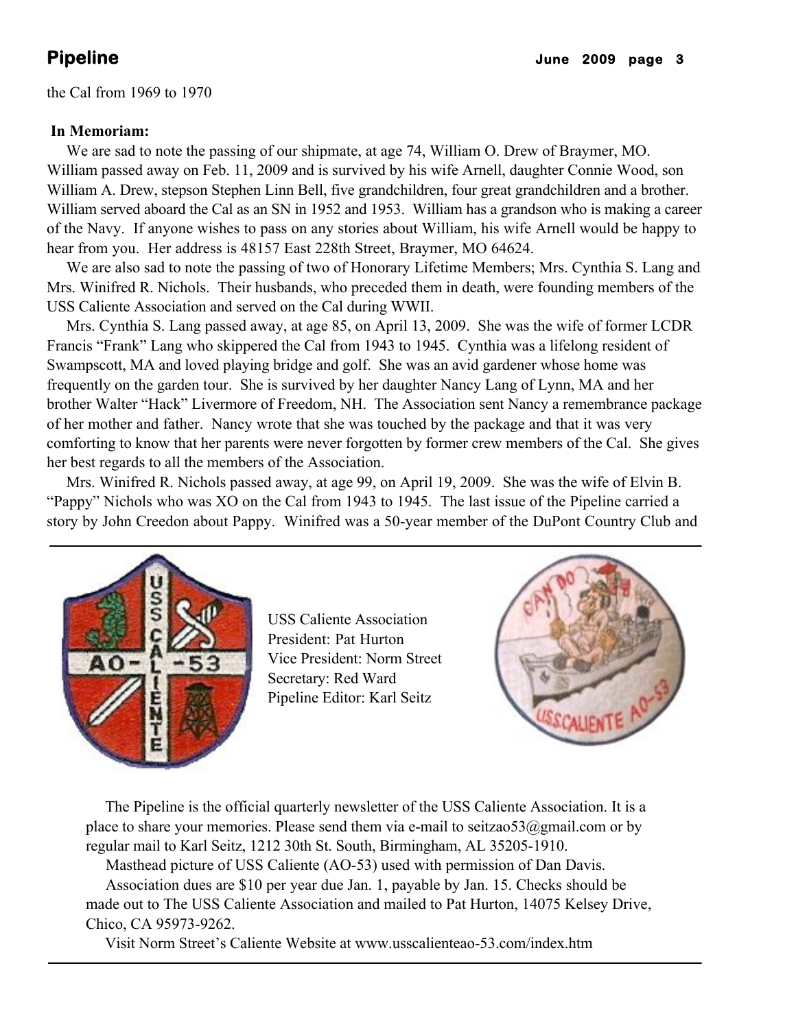the Cal from 1969 to 1970

**In Memoriam:**

We are sad to note the passing of our shipmate, at age 74, William O. Drew of Braymer, MO. William passed away on Feb. 11, 2009 and is survived by his wife Arnell, daughter Connie Wood, son William A. Drew, stepson Stephen Linn Bell, five grandchildren, four great grandchildren and a brother. William served aboard the Cal as an SN in 1952 and 1953. William has a grandson who is making a career of the Navy. If anyone wishes to pass on any stories about William, his wife Arnell would be happy to hear from you. Her address is 48157 East 228th Street, Braymer, MO 64624.

We are also sad to note the passing of two of Honorary Lifetime Members; Mrs. Cynthia S. Lang and Mrs. Winifred R. Nichols. Their husbands, who preceded them in death, were founding members of the USS Caliente Association and served on the Cal during WWII.

Mrs. Cynthia S. Lang passed away, at age 85, on April 13, 2009. She was the wife of former LCDR Francis "Frank" Lang who skippered the Cal from 1943 to 1945. Cynthia was a lifelong resident of Swampscott, MA and loved playing bridge and golf. She was an avid gardener whose home was frequently on the garden tour. She is survived by her daughter Nancy Lang of Lynn, MA and her brother Walter "Hack" Livermore of Freedom, NH. The Association sent Nancy a remembrance package of her mother and father. Nancy wrote that she was touched by the package and that it was very comforting to know that her parents were never forgotten by former crew members of the Cal. She gives her best regards to all the members of the Association.

Mrs. Winifred R. Nichols passed away, at age 99, on April 19, 2009. She was the wife of Elvin B. "Pappy" Nichols who was XO on the Cal from 1943 to 1945. The last issue of the Pipeline carried a story by John Creedon about Pappy. Winifred was a 50-year member of the DuPont Country Club and

---

USS Caliente Association
President: Pat Hurton
Vice President: Norm Street
Secretary: Red Ward
Pipeline Editor: Karl Seitz

The Pipeline is the official quarterly newsletter of the USS Caliente Association. It is a place to share your memories. Please send them via e-mail to seitzao53@gmail.com or by regular mail to Karl Seitz, 1212 30th St. South, Birmingham, AL 35205-1910.

Masthead picture of USS Caliente (AO-53) used with permission of Dan Davis.

Association dues are $10 per year due Jan. 1, payable by Jan. 15. Checks should be made out to The USS Caliente Association and mailed to Pat Hurton, 14075 Kelsey Drive, Chico, CA 95973-9262.

Visit Norm Street's Caliente Website at www.usscalienteao-53.com/index.htm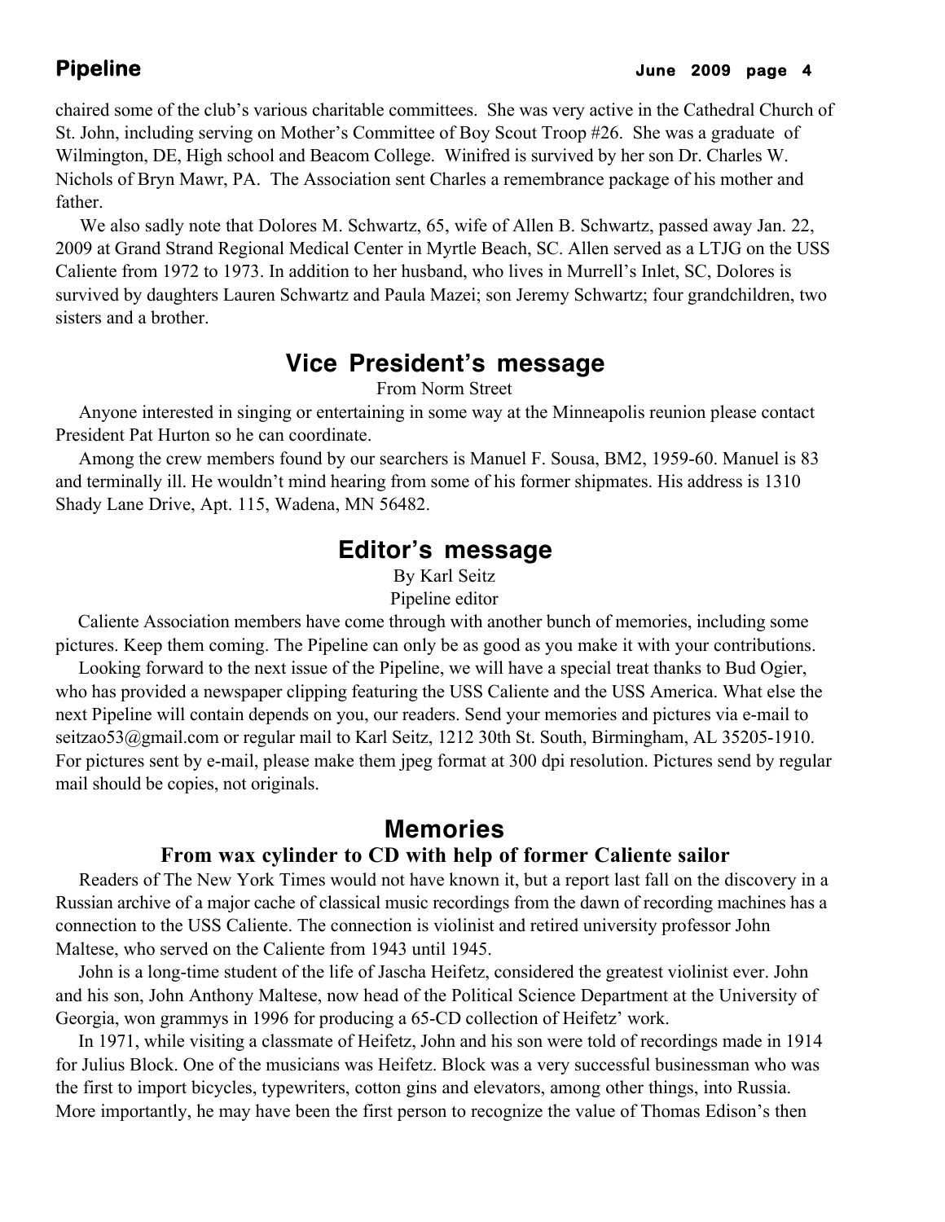chaired some of the club's various charitable committees. She was very active in the Cathedral Church of St. John, including serving on Mother's Committee of Boy Scout Troop #26. She was a graduate of Wilmington, DE, High school and Beacom College. Winifred is survived by her son Dr. Charles W. Nichols of Bryn Mawr, PA. The Association sent Charles a remembrance package of his mother and father.

We also sadly note that Dolores M. Schwartz, 65, wife of Allen B. Schwartz, passed away Jan. 22, 2009 at Grand Strand Regional Medical Center in Myrtle Beach, SC. Allen served as a LTJG on the USS Caliente from 1972 to 1973. In addition to her husband, who lives in Murrell's Inlet, SC, Dolores is survived by daughters Lauren Schwartz and Paula Mazei; son Jeremy Schwartz; four grandchildren, two sisters and a brother.

## Vice President's message

From Norm Street

Anyone interested in singing or entertaining in some way at the Minneapolis reunion please contact President Pat Hurton so he can coordinate.

Among the crew members found by our searchers is Manuel F. Sousa, BM2, 1959-60. Manuel is 83 and terminally ill. He wouldn't mind hearing from some of his former shipmates. His address is 1310 Shady Lane Drive, Apt. 115, Wadena, MN 56482.

## Editor's message

By Karl Seitz
Pipeline editor

Caliente Association members have come through with another bunch of memories, including some pictures. Keep them coming. The Pipeline can only be as good as you make it with your contributions.

Looking forward to the next issue of the Pipeline, we will have a special treat thanks to Bud Ogier, who has provided a newspaper clipping featuring the USS Caliente and the USS America. What else the next Pipeline will contain depends on you, our readers. Send your memories and pictures via e-mail to seitzao53@gmail.com or regular mail to Karl Seitz, 1212 30th St. South, Birmingham, AL 35205-1910. For pictures sent by e-mail, please make them jpeg format at 300 dpi resolution. Pictures send by regular mail should be copies, not originals.

## Memories

### From wax cylinder to CD with help of former Caliente sailor

Readers of The New York Times would not have known it, but a report last fall on the discovery in a Russian archive of a major cache of classical music recordings from the dawn of recording machines has a connection to the USS Caliente. The connection is violinist and retired university professor John Maltese, who served on the Caliente from 1943 until 1945.

John is a long-time student of the life of Jascha Heifetz, considered the greatest violinist ever. John and his son, John Anthony Maltese, now head of the Political Science Department at the University of Georgia, won grammys in 1996 for producing a 65-CD collection of Heifetz' work.

In 1971, while visiting a classmate of Heifetz, John and his son were told of recordings made in 1914 for Julius Block. One of the musicians was Heifetz. Block was a very successful businessman who was the first to import bicycles, typewriters, cotton gins and elevators, among other things, into Russia. More importantly, he may have been the first person to recognize the value of Thomas Edison's then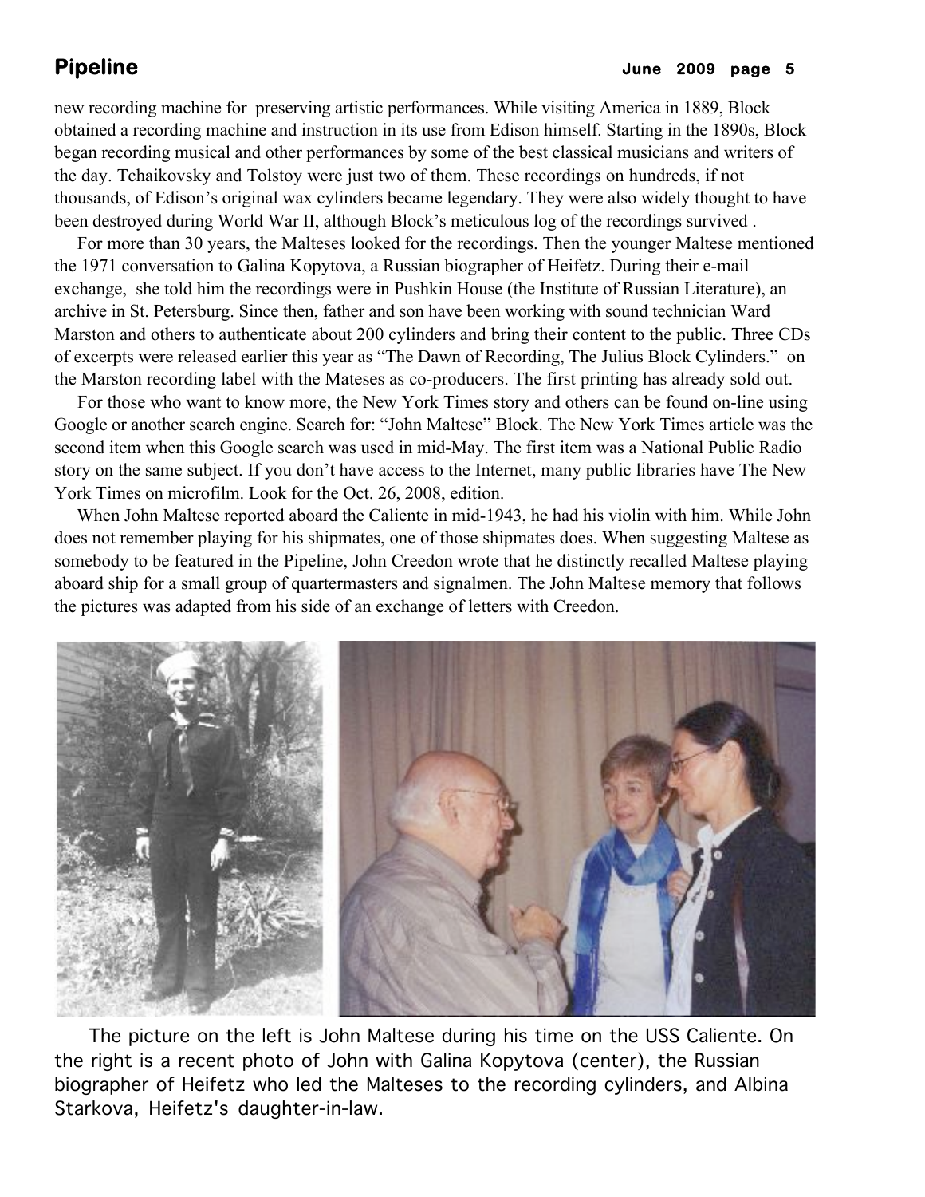new recording machine for preserving artistic performances. While visiting America in 1889, Block obtained a recording machine and instruction in its use from Edison himself. Starting in the 1890s, Block began recording musical and other performances by some of the best classical musicians and writers of the day. Tchaikovsky and Tolstoy were just two of them. These recordings on hundreds, if not thousands, of Edison's original wax cylinders became legendary. They were also widely thought to have been destroyed during World War II, although Block's meticulous log of the recordings survived .

For more than 30 years, the Malteses looked for the recordings. Then the younger Maltese mentioned the 1971 conversation to Galina Kopytova, a Russian biographer of Heifetz. During their e-mail exchange, she told him the recordings were in Pushkin House (the Institute of Russian Literature), an archive in St. Petersburg. Since then, father and son have been working with sound technician Ward Marston and others to authenticate about 200 cylinders and bring their content to the public. Three CDs of excerpts were released earlier this year as "The Dawn of Recording, The Julius Block Cylinders." on the Marston recording label with the Mateses as co-producers. The first printing has already sold out.

For those who want to know more, the New York Times story and others can be found on-line using Google or another search engine. Search for: "John Maltese" Block. The New York Times article was the second item when this Google search was used in mid-May. The first item was a National Public Radio story on the same subject. If you don't have access to the Internet, many public libraries have The New York Times on microfilm. Look for the Oct. 26, 2008, edition.

When John Maltese reported aboard the Caliente in mid-1943, he had his violin with him. While John does not remember playing for his shipmates, one of those shipmates does. When suggesting Maltese as somebody to be featured in the Pipeline, John Creedon wrote that he distinctly recalled Maltese playing aboard ship for a small group of quartermasters and signalmen. The John Maltese memory that follows the pictures was adapted from his side of an exchange of letters with Creedon.

The picture on the left is John Maltese during his time on the USS Caliente. On the right is a recent photo of John with Galina Kopytova (center), the Russian biographer of Heifetz who led the Malteses to the recording cylinders, and Albina Starkova, Heifetz's daughter-in-law.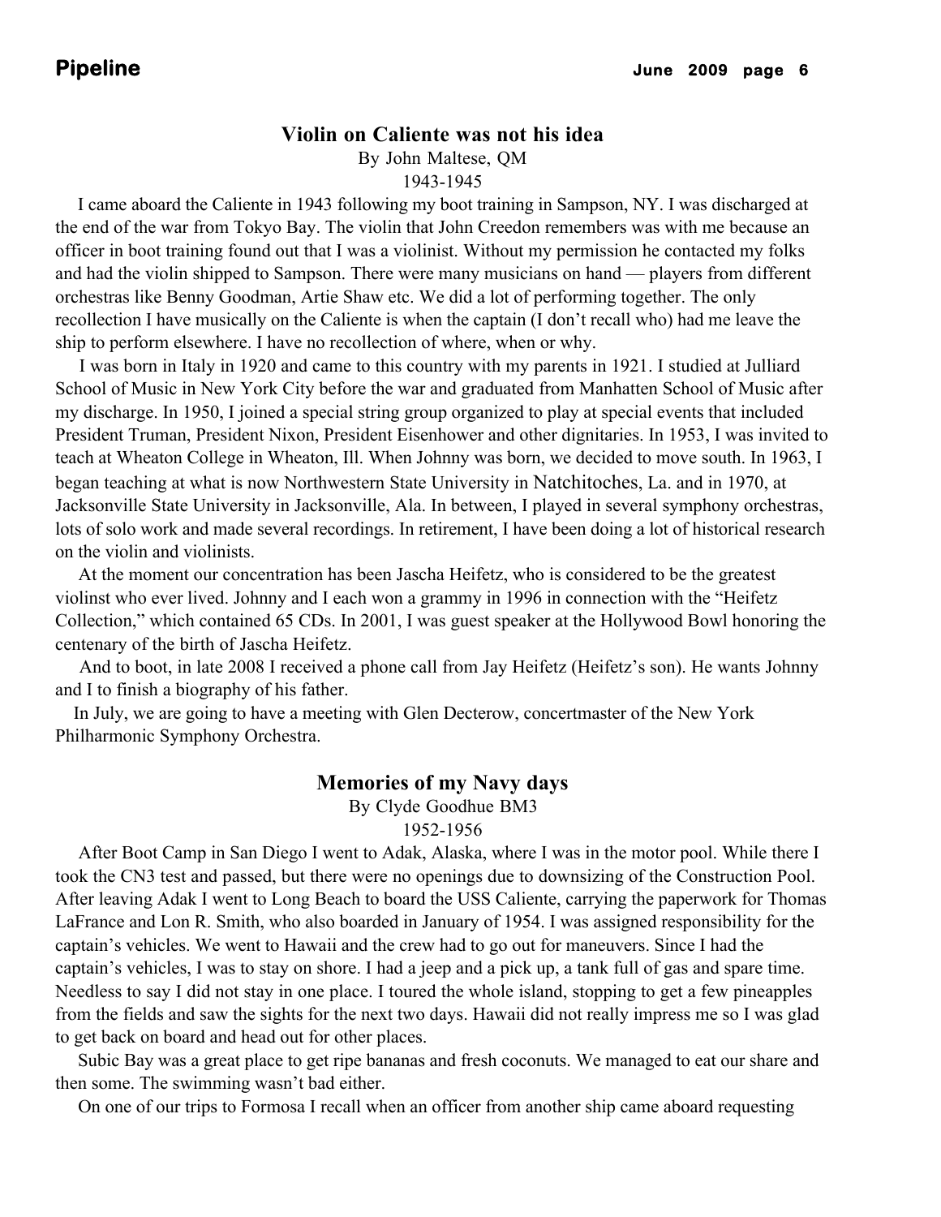## Violin on Caliente was not his idea

By John Maltese, QM
1943-1945

I came aboard the Caliente in 1943 following my boot training in Sampson, NY. I was discharged at the end of the war from Tokyo Bay. The violin that John Creedon remembers was with me because an officer in boot training found out that I was a violinist. Without my permission he contacted my folks and had the violin shipped to Sampson. There were many musicians on hand — players from different orchestras like Benny Goodman, Artie Shaw etc. We did a lot of performing together. The only recollection I have musically on the Caliente is when the captain (I don't recall who) had me leave the ship to perform elsewhere. I have no recollection of where, when or why.

I was born in Italy in 1920 and came to this country with my parents in 1921. I studied at Julliard School of Music in New York City before the war and graduated from Manhatten School of Music after my discharge. In 1950, I joined a special string group organized to play at special events that included President Truman, President Nixon, President Eisenhower and other dignitaries. In 1953, I was invited to teach at Wheaton College in Wheaton, Ill. When Johnny was born, we decided to move south. In 1963, I began teaching at what is now Northwestern State University in Natchitoches, La. and in 1970, at Jacksonville State University in Jacksonville, Ala. In between, I played in several symphony orchestras, lots of solo work and made several recordings. In retirement, I have been doing a lot of historical research on the violin and violinists.

At the moment our concentration has been Jascha Heifetz, who is considered to be the greatest violinst who ever lived. Johnny and I each won a grammy in 1996 in connection with the "Heifetz Collection," which contained 65 CDs. In 2001, I was guest speaker at the Hollywood Bowl honoring the centenary of the birth of Jascha Heifetz.

And to boot, in late 2008 I received a phone call from Jay Heifetz (Heifetz's son). He wants Johnny and I to finish a biography of his father.

In July, we are going to have a meeting with Glen Decterow, concertmaster of the New York Philharmonic Symphony Orchestra.

## Memories of my Navy days

By Clyde Goodhue BM3
1952-1956

After Boot Camp in San Diego I went to Adak, Alaska, where I was in the motor pool. While there I took the CN3 test and passed, but there were no openings due to downsizing of the Construction Pool. After leaving Adak I went to Long Beach to board the USS Caliente, carrying the paperwork for Thomas LaFrance and Lon R. Smith, who also boarded in January of 1954. I was assigned responsibility for the captain's vehicles. We went to Hawaii and the crew had to go out for maneuvers. Since I had the captain's vehicles, I was to stay on shore. I had a jeep and a pick up, a tank full of gas and spare time. Needless to say I did not stay in one place. I toured the whole island, stopping to get a few pineapples from the fields and saw the sights for the next two days. Hawaii did not really impress me so I was glad to get back on board and head out for other places.

Subic Bay was a great place to get ripe bananas and fresh coconuts. We managed to eat our share and then some. The swimming wasn't bad either.

On one of our trips to Formosa I recall when an officer from another ship came aboard requesting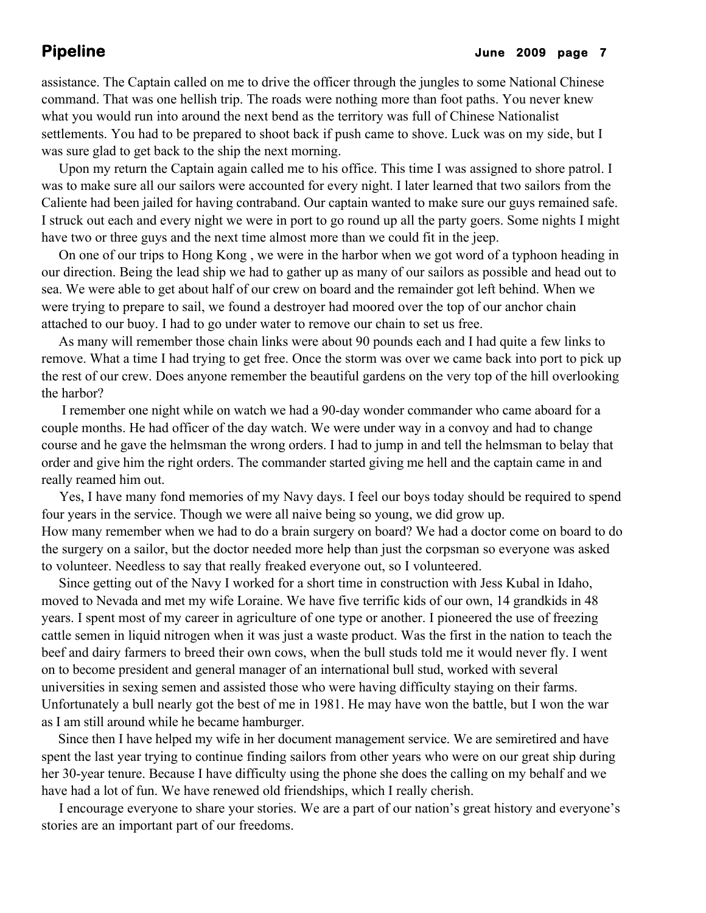assistance. The Captain called on me to drive the officer through the jungles to some National Chinese command. That was one hellish trip. The roads were nothing more than foot paths. You never knew what you would run into around the next bend as the territory was full of Chinese Nationalist settlements. You had to be prepared to shoot back if push came to shove. Luck was on my side, but I was sure glad to get back to the ship the next morning.

Upon my return the Captain again called me to his office. This time I was assigned to shore patrol. I was to make sure all our sailors were accounted for every night. I later learned that two sailors from the Caliente had been jailed for having contraband. Our captain wanted to make sure our guys remained safe. I struck out each and every night we were in port to go round up all the party goers. Some nights I might have two or three guys and the next time almost more than we could fit in the jeep.

On one of our trips to Hong Kong , we were in the harbor when we got word of a typhoon heading in our direction. Being the lead ship we had to gather up as many of our sailors as possible and head out to sea. We were able to get about half of our crew on board and the remainder got left behind. When we were trying to prepare to sail, we found a destroyer had moored over the top of our anchor chain attached to our buoy. I had to go under water to remove our chain to set us free.

As many will remember those chain links were about 90 pounds each and I had quite a few links to remove. What a time I had trying to get free. Once the storm was over we came back into port to pick up the rest of our crew. Does anyone remember the beautiful gardens on the very top of the hill overlooking the harbor?

I remember one night while on watch we had a 90-day wonder commander who came aboard for a couple months. He had officer of the day watch. We were under way in a convoy and had to change course and he gave the helmsman the wrong orders. I had to jump in and tell the helmsman to belay that order and give him the right orders. The commander started giving me hell and the captain came in and really reamed him out.

Yes, I have many fond memories of my Navy days. I feel our boys today should be required to spend four years in the service. Though we were all naive being so young, we did grow up.
How many remember when we had to do a brain surgery on board? We had a doctor come on board to do the surgery on a sailor, but the doctor needed more help than just the corpsman so everyone was asked to volunteer. Needless to say that really freaked everyone out, so I volunteered.

Since getting out of the Navy I worked for a short time in construction with Jess Kubal in Idaho, moved to Nevada and met my wife Loraine. We have five terrific kids of our own, 14 grandkids in 48 years. I spent most of my career in agriculture of one type or another. I pioneered the use of freezing cattle semen in liquid nitrogen when it was just a waste product. Was the first in the nation to teach the beef and dairy farmers to breed their own cows, when the bull studs told me it would never fly. I went on to become president and general manager of an international bull stud, worked with several universities in sexing semen and assisted those who were having difficulty staying on their farms. Unfortunately a bull nearly got the best of me in 1981. He may have won the battle, but I won the war as I am still around while he became hamburger.

Since then I have helped my wife in her document management service. We are semiretired and have spent the last year trying to continue finding sailors from other years who were on our great ship during her 30-year tenure. Because I have difficulty using the phone she does the calling on my behalf and we have had a lot of fun. We have renewed old friendships, which I really cherish.

I encourage everyone to share your stories. We are a part of our nation's great history and everyone's stories are an important part of our freedoms.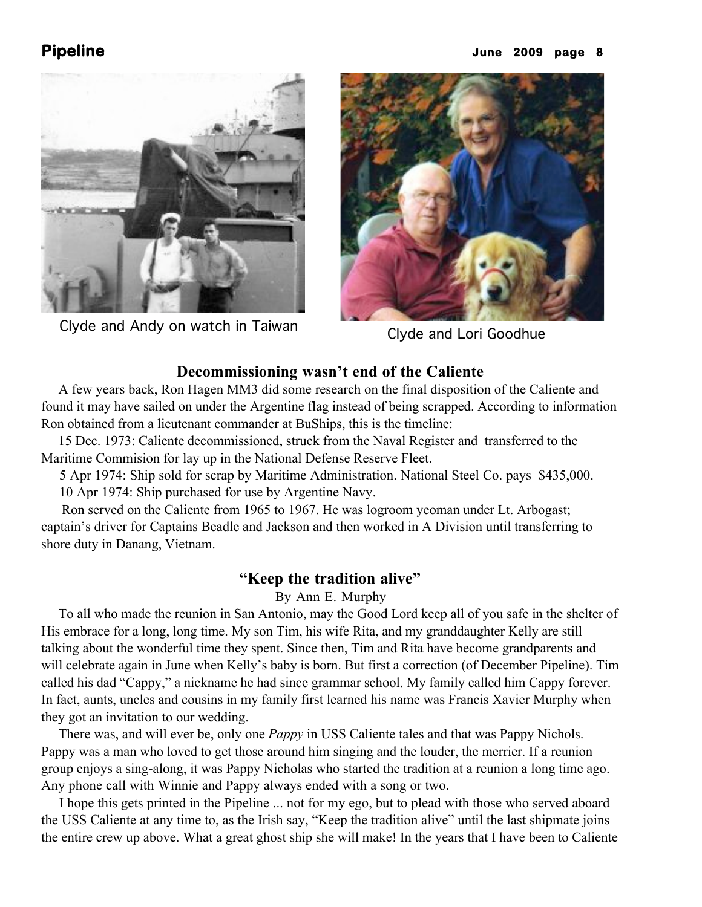Clyde and Andy on watch in Taiwan

Clyde and Lori Goodhue

### Decommissioning wasn't end of the Caliente

A few years back, Ron Hagen MM3 did some research on the final disposition of the Caliente and found it may have sailed on under the Argentine flag instead of being scrapped. According to information Ron obtained from a lieutenant commander at BuShips, this is the timeline:

15 Dec. 1973: Caliente decommissioned, struck from the Naval Register and transferred to the Maritime Commision for lay up in the National Defense Reserve Fleet.

5 Apr 1974: Ship sold for scrap by Maritime Administration. National Steel Co. pays $435,000.

10 Apr 1974: Ship purchased for use by Argentine Navy.

Ron served on the Caliente from 1965 to 1967. He was logroom yeoman under Lt. Arbogast; captain's driver for Captains Beadle and Jackson and then worked in A Division until transferring to shore duty in Danang, Vietnam.

### "Keep the tradition alive"

By Ann E. Murphy

To all who made the reunion in San Antonio, may the Good Lord keep all of you safe in the shelter of His embrace for a long, long time. My son Tim, his wife Rita, and my granddaughter Kelly are still talking about the wonderful time they spent. Since then, Tim and Rita have become grandparents and will celebrate again in June when Kelly's baby is born. But first a correction (of December Pipeline). Tim called his dad "Cappy," a nickname he had since grammar school. My family called him Cappy forever. In fact, aunts, uncles and cousins in my family first learned his name was Francis Xavier Murphy when they got an invitation to our wedding.

There was, and will ever be, only one *Pappy* in USS Caliente tales and that was Pappy Nichols. Pappy was a man who loved to get those around him singing and the louder, the merrier. If a reunion group enjoys a sing-along, it was Pappy Nicholas who started the tradition at a reunion a long time ago. Any phone call with Winnie and Pappy always ended with a song or two.

I hope this gets printed in the Pipeline ... not for my ego, but to plead with those who served aboard the USS Caliente at any time to, as the Irish say, "Keep the tradition alive" until the last shipmate joins the entire crew up above. What a great ghost ship she will make! In the years that I have been to Caliente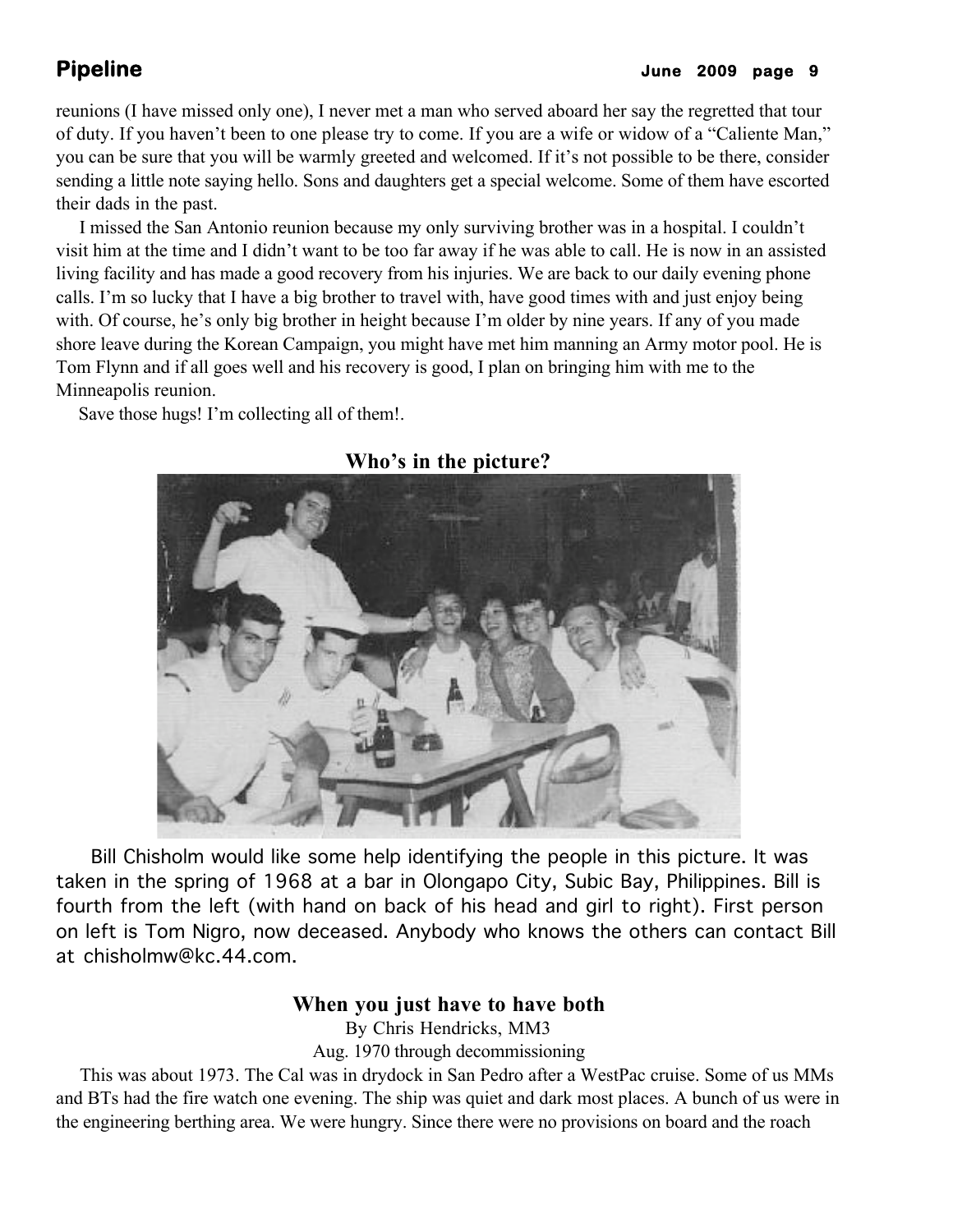reunions (I have missed only one), I never met a man who served aboard her say the regretted that tour of duty. If you haven't been to one please try to come. If you are a wife or widow of a "Caliente Man," you can be sure that you will be warmly greeted and welcomed. If it's not possible to be there, consider sending a little note saying hello. Sons and daughters get a special welcome. Some of them have escorted their dads in the past.

I missed the San Antonio reunion because my only surviving brother was in a hospital. I couldn't visit him at the time and I didn't want to be too far away if he was able to call. He is now in an assisted living facility and has made a good recovery from his injuries. We are back to our daily evening phone calls. I'm so lucky that I have a big brother to travel with, have good times with and just enjoy being with. Of course, he's only big brother in height because I'm older by nine years. If any of you made shore leave during the Korean Campaign, you might have met him manning an Army motor pool. He is Tom Flynn and if all goes well and his recovery is good, I plan on bringing him with me to the Minneapolis reunion.

Save those hugs! I'm collecting all of them!.

## Who's in the picture?

Bill Chisholm would like some help identifying the people in this picture. It was taken in the spring of 1968 at a bar in Olongapo City, Subic Bay, Philippines. Bill is fourth from the left (with hand on back of his head and girl to right). First person on left is Tom Nigro, now deceased. Anybody who knows the others can contact Bill at chisholmw@kc.44.com.

## When you just have to have both

By Chris Hendricks, MM3

Aug. 1970 through decommissioning

This was about 1973. The Cal was in drydock in San Pedro after a WestPac cruise. Some of us MMs and BTs had the fire watch one evening. The ship was quiet and dark most places. A bunch of us were in the engineering berthing area. We were hungry. Since there were no provisions on board and the roach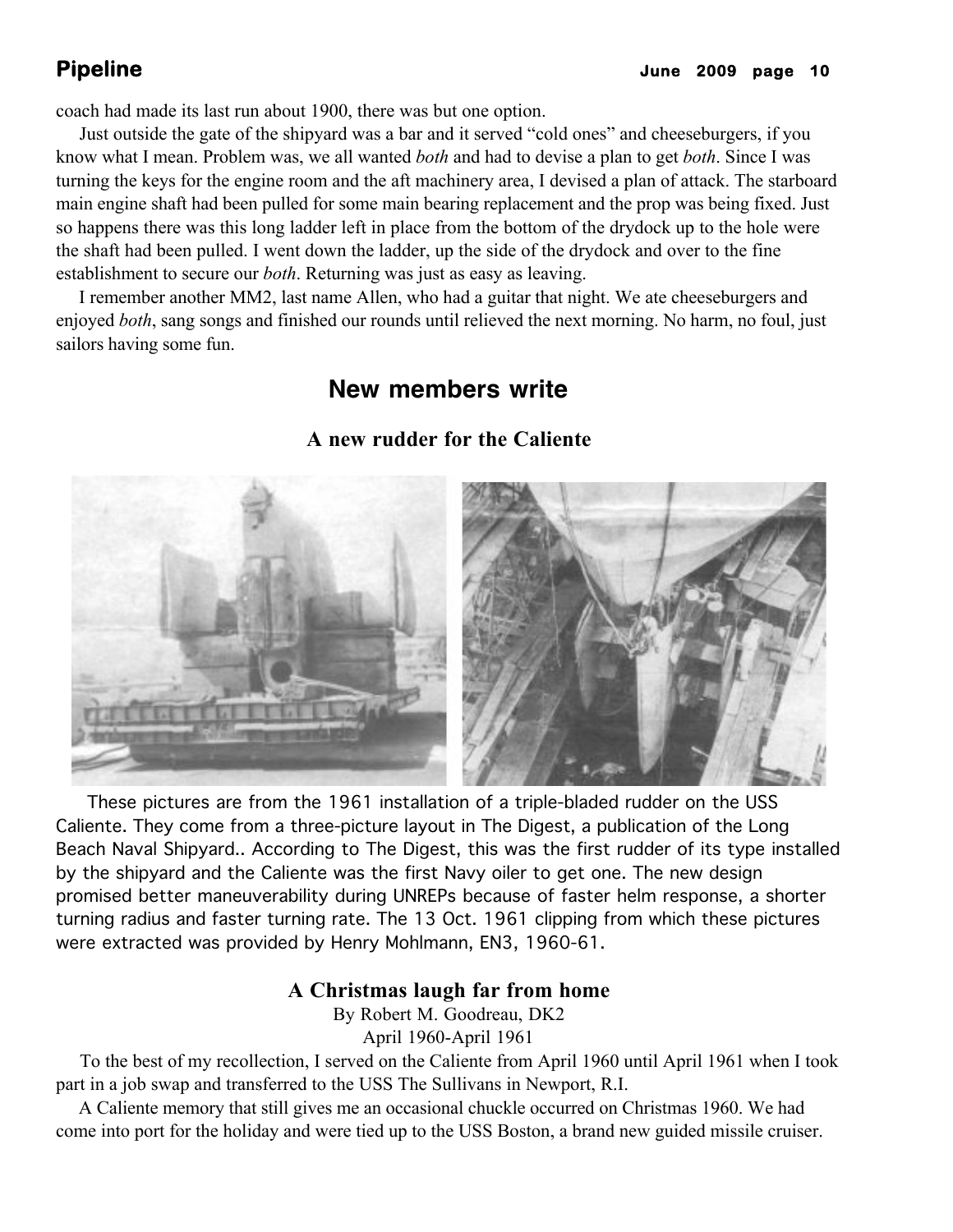coach had made its last run about 1900, there was but one option.

Just outside the gate of the shipyard was a bar and it served "cold ones" and cheeseburgers, if you know what I mean. Problem was, we all wanted *both* and had to devise a plan to get *both*. Since I was turning the keys for the engine room and the aft machinery area, I devised a plan of attack. The starboard main engine shaft had been pulled for some main bearing replacement and the prop was being fixed. Just so happens there was this long ladder left in place from the bottom of the drydock up to the hole were the shaft had been pulled. I went down the ladder, up the side of the drydock and over to the fine establishment to secure our *both*. Returning was just as easy as leaving.

I remember another MM2, last name Allen, who had a guitar that night. We ate cheeseburgers and enjoyed *both*, sang songs and finished our rounds until relieved the next morning. No harm, no foul, just sailors having some fun.

## New members write

### A new rudder for the Caliente

These pictures are from the 1961 installation of a triple-bladed rudder on the USS Caliente. They come from a three-picture layout in The Digest, a publication of the Long Beach Naval Shipyard.. According to The Digest, this was the first rudder of its type installed by the shipyard and the Caliente was the first Navy oiler to get one. The new design promised better maneuverability during UNREPs because of faster helm response, a shorter turning radius and faster turning rate. The 13 Oct. 1961 clipping from which these pictures were extracted was provided by Henry Mohlmann, EN3, 1960-61.

### A Christmas laugh far from home

By Robert M. Goodreau, DK2
April 1960-April 1961

To the best of my recollection, I served on the Caliente from April 1960 until April 1961 when I took part in a job swap and transferred to the USS The Sullivans in Newport, R.I.

A Caliente memory that still gives me an occasional chuckle occurred on Christmas 1960. We had come into port for the holiday and were tied up to the USS Boston, a brand new guided missile cruiser.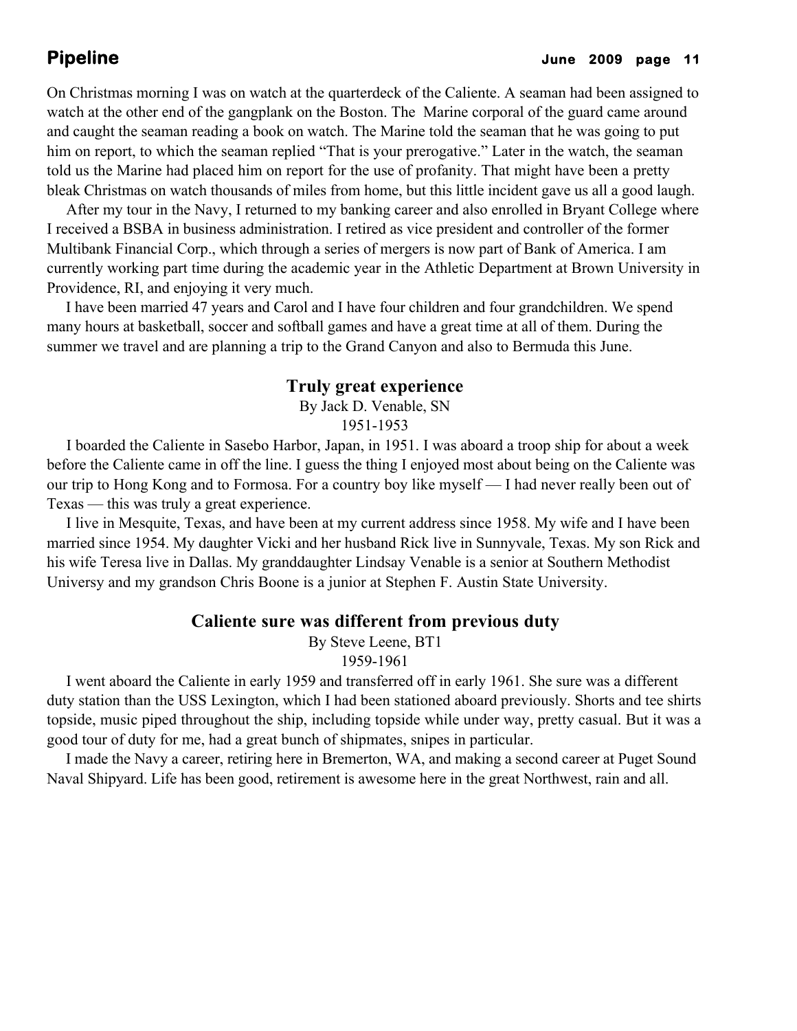On Christmas morning I was on watch at the quarterdeck of the Caliente. A seaman had been assigned to watch at the other end of the gangplank on the Boston. The Marine corporal of the guard came around and caught the seaman reading a book on watch. The Marine told the seaman that he was going to put him on report, to which the seaman replied "That is your prerogative." Later in the watch, the seaman told us the Marine had placed him on report for the use of profanity. That might have been a pretty bleak Christmas on watch thousands of miles from home, but this little incident gave us all a good laugh.

After my tour in the Navy, I returned to my banking career and also enrolled in Bryant College where I received a BSBA in business administration. I retired as vice president and controller of the former Multibank Financial Corp., which through a series of mergers is now part of Bank of America. I am currently working part time during the academic year in the Athletic Department at Brown University in Providence, RI, and enjoying it very much.

I have been married 47 years and Carol and I have four children and four grandchildren. We spend many hours at basketball, soccer and softball games and have a great time at all of them. During the summer we travel and are planning a trip to the Grand Canyon and also to Bermuda this June.

## Truly great experience

By Jack D. Venable, SN
1951-1953

I boarded the Caliente in Sasebo Harbor, Japan, in 1951. I was aboard a troop ship for about a week before the Caliente came in off the line. I guess the thing I enjoyed most about being on the Caliente was our trip to Hong Kong and to Formosa. For a country boy like myself — I had never really been out of Texas — this was truly a great experience.

I live in Mesquite, Texas, and have been at my current address since 1958. My wife and I have been married since 1954. My daughter Vicki and her husband Rick live in Sunnyvale, Texas. My son Rick and his wife Teresa live in Dallas. My granddaughter Lindsay Venable is a senior at Southern Methodist Universy and my grandson Chris Boone is a junior at Stephen F. Austin State University.

## Caliente sure was different from previous duty

By Steve Leene, BT1
1959-1961

I went aboard the Caliente in early 1959 and transferred off in early 1961. She sure was a different duty station than the USS Lexington, which I had been stationed aboard previously. Shorts and tee shirts topside, music piped throughout the ship, including topside while under way, pretty casual. But it was a good tour of duty for me, had a great bunch of shipmates, snipes in particular.

I made the Navy a career, retiring here in Bremerton, WA, and making a second career at Puget Sound Naval Shipyard. Life has been good, retirement is awesome here in the great Northwest, rain and all.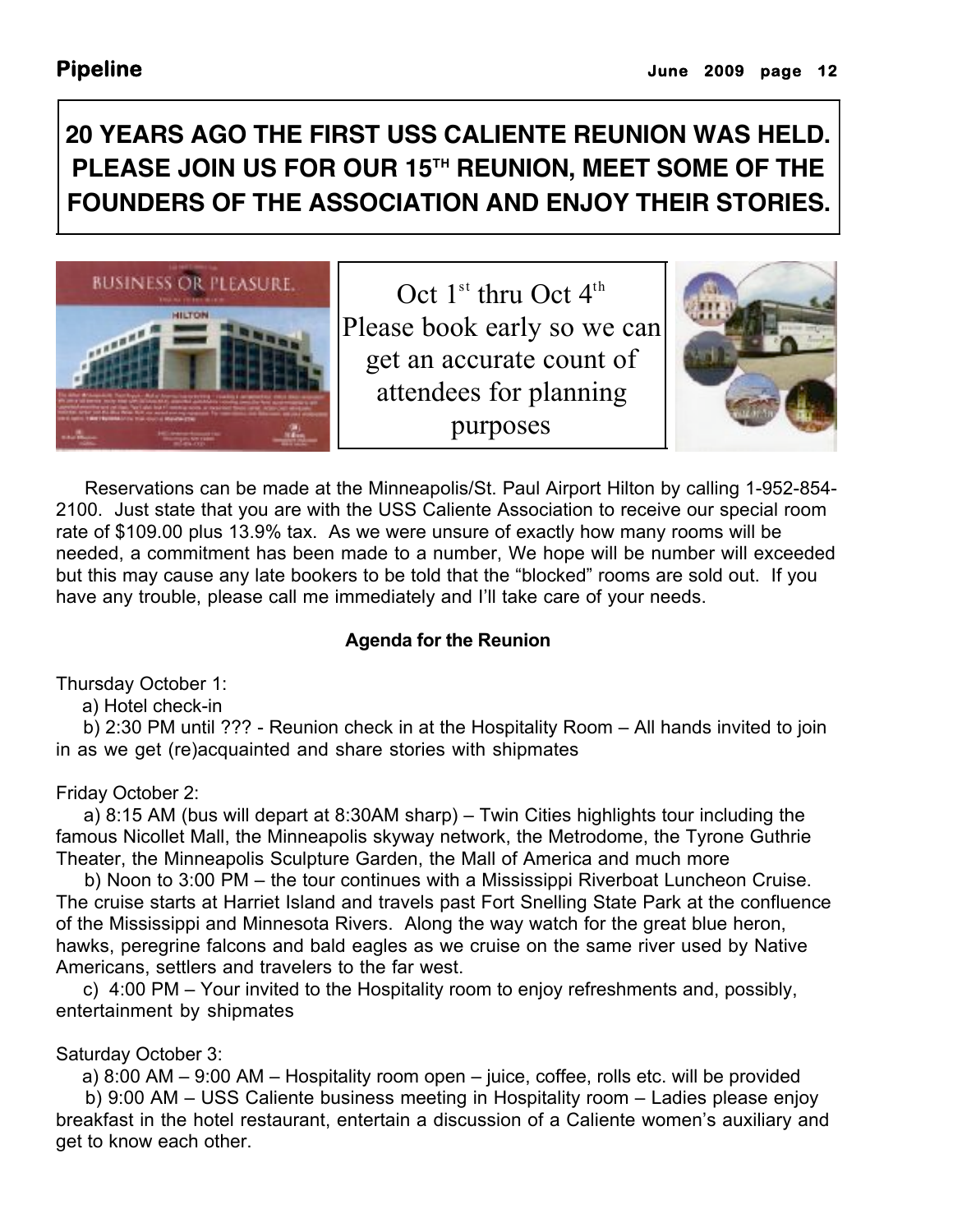**20 YEARS AGO THE FIRST USS CALIENTE REUNION WAS HELD. PLEASE JOIN US FOR OUR 15TH REUNION, MEET SOME OF THE FOUNDERS OF THE ASSOCIATION AND ENJOY THEIR STORIES.**

Oct 1st thru Oct 4th
Please book early so we can get an accurate count of attendees for planning purposes

Reservations can be made at the Minneapolis/St. Paul Airport Hilton by calling 1-952-854-2100. Just state that you are with the USS Caliente Association to receive our special room rate of $109.00 plus 13.9% tax. As we were unsure of exactly how many rooms will be needed, a commitment has been made to a number, We hope will be number will exceeded but this may cause any late bookers to be told that the “blocked” rooms are sold out. If you have any trouble, please call me immediately and I’ll take care of your needs.

**Agenda for the Reunion**

Thursday October 1:

a) Hotel check-in

b) 2:30 PM until ??? - Reunion check in at the Hospitality Room – All hands invited to join in as we get (re)acquainted and share stories with shipmates

Friday October 2:

a) 8:15 AM (bus will depart at 8:30AM sharp) – Twin Cities highlights tour including the famous Nicollet Mall, the Minneapolis skyway network, the Metrodome, the Tyrone Guthrie Theater, the Minneapolis Sculpture Garden, the Mall of America and much more

b) Noon to 3:00 PM – the tour continues with a Mississippi Riverboat Luncheon Cruise. The cruise starts at Harriet Island and travels past Fort Snelling State Park at the confluence of the Mississippi and Minnesota Rivers. Along the way watch for the great blue heron, hawks, peregrine falcons and bald eagles as we cruise on the same river used by Native Americans, settlers and travelers to the far west.

c) 4:00 PM – Your invited to the Hospitality room to enjoy refreshments and, possibly, entertainment by shipmates

Saturday October 3:

a) 8:00 AM – 9:00 AM – Hospitality room open – juice, coffee, rolls etc. will be provided

b) 9:00 AM – USS Caliente business meeting in Hospitality room – Ladies please enjoy breakfast in the hotel restaurant, entertain a discussion of a Caliente women’s auxiliary and get to know each other.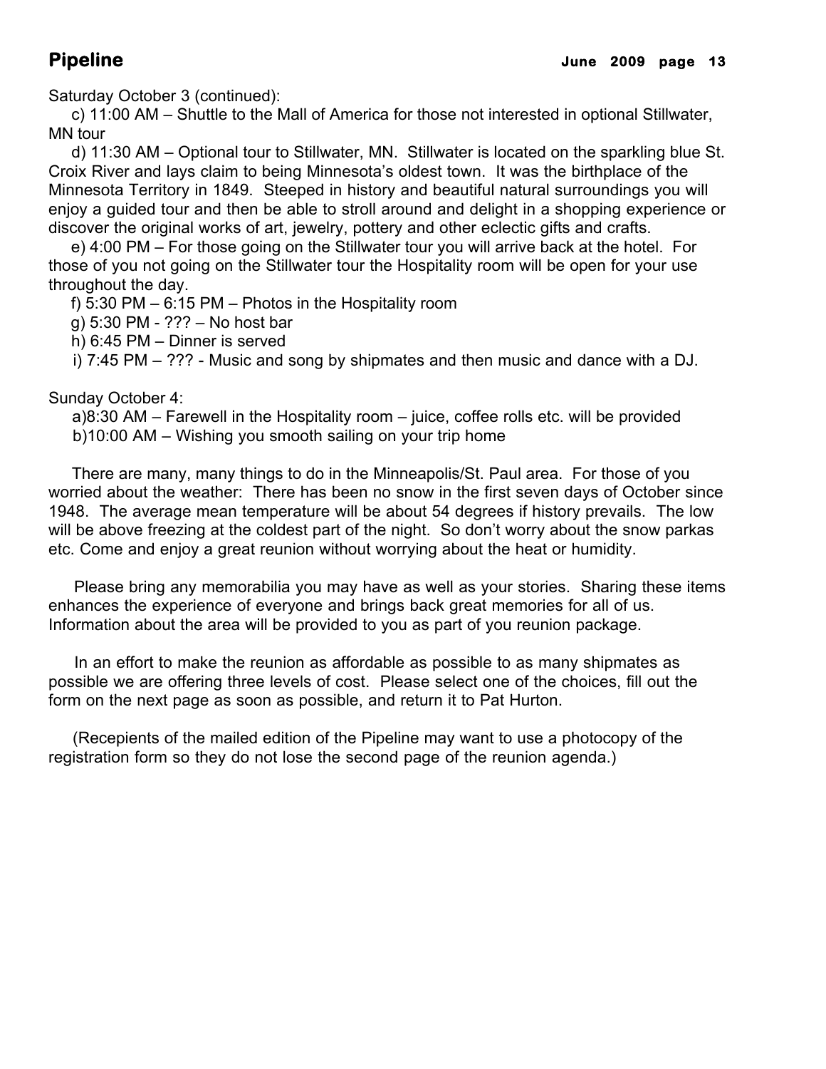Saturday October 3 (continued):

c) 11:00 AM – Shuttle to the Mall of America for those not interested in optional Stillwater, MN tour

d) 11:30 AM – Optional tour to Stillwater, MN. Stillwater is located on the sparkling blue St. Croix River and lays claim to being Minnesota's oldest town. It was the birthplace of the Minnesota Territory in 1849. Steeped in history and beautiful natural surroundings you will enjoy a guided tour and then be able to stroll around and delight in a shopping experience or discover the original works of art, jewelry, pottery and other eclectic gifts and crafts.

e) 4:00 PM – For those going on the Stillwater tour you will arrive back at the hotel. For those of you not going on the Stillwater tour the Hospitality room will be open for your use throughout the day.

f) 5:30 PM – 6:15 PM – Photos in the Hospitality room

g) 5:30 PM - ??? – No host bar

h) 6:45 PM – Dinner is served

i) 7:45 PM – ??? - Music and song by shipmates and then music and dance with a DJ.

Sunday October 4:

a)8:30 AM – Farewell in the Hospitality room – juice, coffee rolls etc. will be provided

b)10:00 AM – Wishing you smooth sailing on your trip home

There are many, many things to do in the Minneapolis/St. Paul area. For those of you worried about the weather: There has been no snow in the first seven days of October since 1948. The average mean temperature will be about 54 degrees if history prevails. The low will be above freezing at the coldest part of the night. So don't worry about the snow parkas etc. Come and enjoy a great reunion without worrying about the heat or humidity.

Please bring any memorabilia you may have as well as your stories. Sharing these items enhances the experience of everyone and brings back great memories for all of us. Information about the area will be provided to you as part of you reunion package.

In an effort to make the reunion as affordable as possible to as many shipmates as possible we are offering three levels of cost. Please select one of the choices, fill out the form on the next page as soon as possible, and return it to Pat Hurton.

(Recepients of the mailed edition of the Pipeline may want to use a photocopy of the registration form so they do not lose the second page of the reunion agenda.)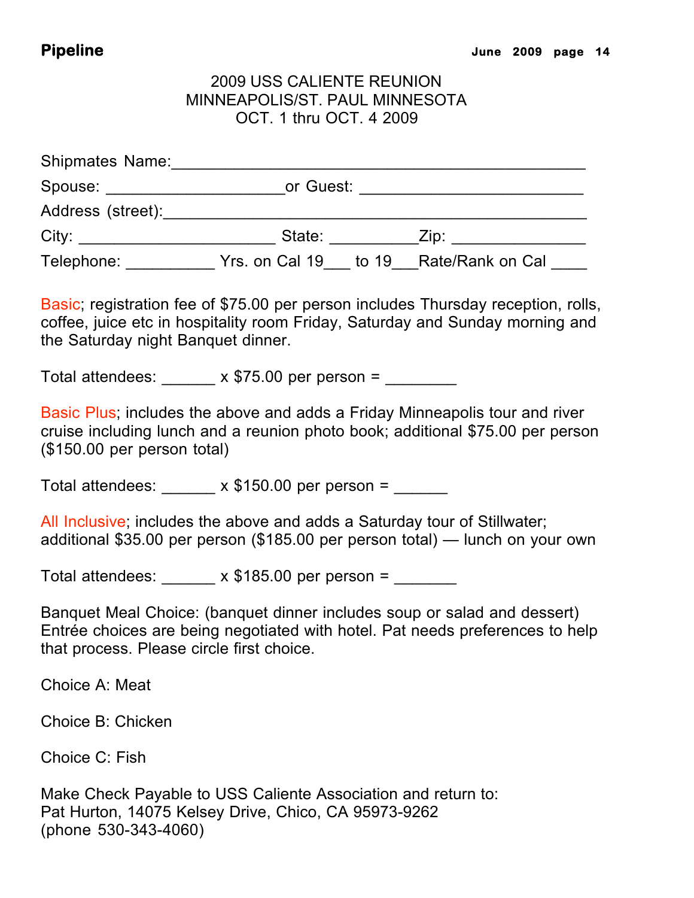# 2009 USS CALIENTE REUNION
# MINNEAPOLIS/ST. PAUL MINNESOTA
# OCT. 1 thru OCT. 4 2009

Shipmates Name:_______________________________________________

Spouse: ____________________or Guest: _________________________

Address (street):_______________________________________________

City: ______________________ State: __________Zip: _______________

Telephone: __________ Yrs. on Cal 19___ to 19___Rate/Rank on Cal ____

Basic; registration fee of $75.00 per person includes Thursday reception, rolls, coffee, juice etc in hospitality room Friday, Saturday and Sunday morning and the Saturday night Banquet dinner.

Total attendees: ______ x $75.00 per person = ________

Basic Plus; includes the above and adds a Friday Minneapolis tour and river cruise including lunch and a reunion photo book; additional $75.00 per person ($150.00 per person total)

Total attendees: ______ x $150.00 per person = ______

All Inclusive; includes the above and adds a Saturday tour of Stillwater; additional $35.00 per person ($185.00 per person total) — lunch on your own

Total attendees: ______ x $185.00 per person = _______

Banquet Meal Choice: (banquet dinner includes soup or salad and dessert) Entrée choices are being negotiated with hotel. Pat needs preferences to help that process. Please circle first choice.

Choice A: Meat

Choice B: Chicken

Choice C: Fish

Make Check Payable to USS Caliente Association and return to:
Pat Hurton, 14075 Kelsey Drive, Chico, CA 95973-9262
(phone 530-343-4060)